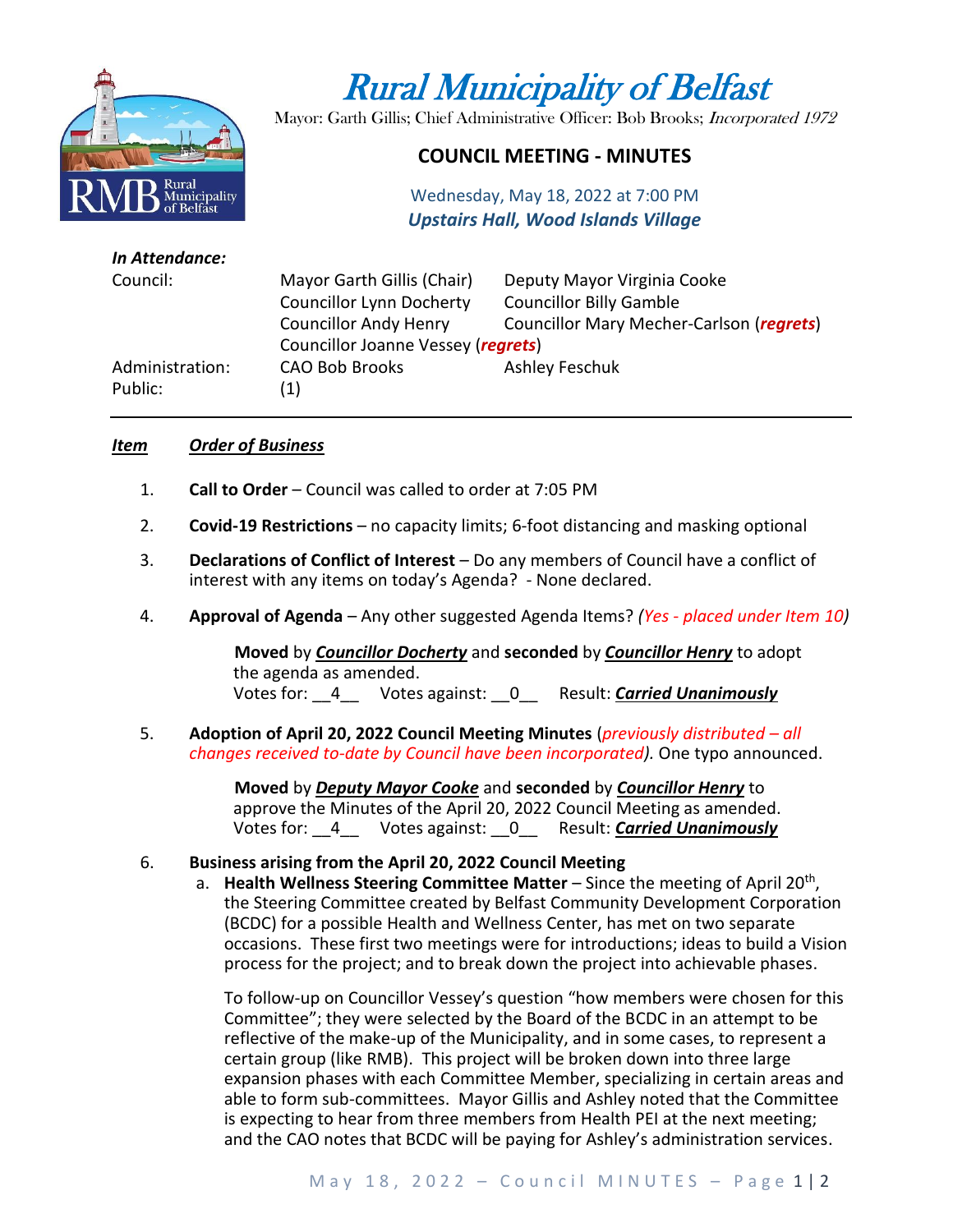# Rural Municipality of Belfast

Mayor: Garth Gillis; Chief Administrative Officer: Bob Brooks; *Incorporated 1972*

## COUNCIL MEETING - MINUTES

Wednesday, May 18, 2022 at 7:00 PM
***Upstairs Hall, Wood Islands Village***

***In Attendance:***

| | | |
|---|---|---|
| Council: | Mayor Garth Gillis (Chair) | Deputy Mayor Virginia Cooke |
| | Councillor Lynn Docherty | Councillor Billy Gamble |
| | Councillor Andy Henry | Councillor Mary Mecher-Carlson (***regrets***) |
| | Councillor Joanne Vessey (***regrets***) | |
| Administration: | CAO Bob Brooks | Ashley Feschuk |
| Public: | (1) | |

---

***Item*** ***Order of Business***

1. **Call to Order** – Council was called to order at 7:05 PM

2. **Covid-19 Restrictions** – no capacity limits; 6-foot distancing and masking optional

3. **Declarations of Conflict of Interest** – Do any members of Council have a conflict of interest with any items on today's Agenda? - None declared.

4. **Approval of Agenda** – Any other suggested Agenda Items? *(Yes - placed under Item 10)*

   **Moved** by ***Councillor Docherty*** and **seconded** by ***Councillor Henry*** to adopt the agenda as amended.
   Votes for: __4__ Votes against: __0__ Result: ***Carried Unanimously***

5. **Adoption of April 20, 2022 Council Meeting Minutes** (*previously distributed – all changes received to-date by Council have been incorporated).* One typo announced.

   **Moved** by ***Deputy Mayor Cooke*** and **seconded** by ***Councillor Henry*** to approve the Minutes of the April 20, 2022 Council Meeting as amended.
   Votes for: __4__ Votes against: __0__ Result: ***Carried Unanimously***

6. **Business arising from the April 20, 2022 Council Meeting**

   a. **Health Wellness Steering Committee Matter** – Since the meeting of April 20th, the Steering Committee created by Belfast Community Development Corporation (BCDC) for a possible Health and Wellness Center, has met on two separate occasions. These first two meetings were for introductions; ideas to build a Vision process for the project; and to break down the project into achievable phases.

      To follow-up on Councillor Vessey's question "how members were chosen for this Committee"; they were selected by the Board of the BCDC in an attempt to be reflective of the make-up of the Municipality, and in some cases, to represent a certain group (like RMB). This project will be broken down into three large expansion phases with each Committee Member, specializing in certain areas and able to form sub-committees. Mayor Gillis and Ashley noted that the Committee is expecting to hear from three members from Health PEI at the next meeting; and the CAO notes that BCDC will be paying for Ashley's administration services.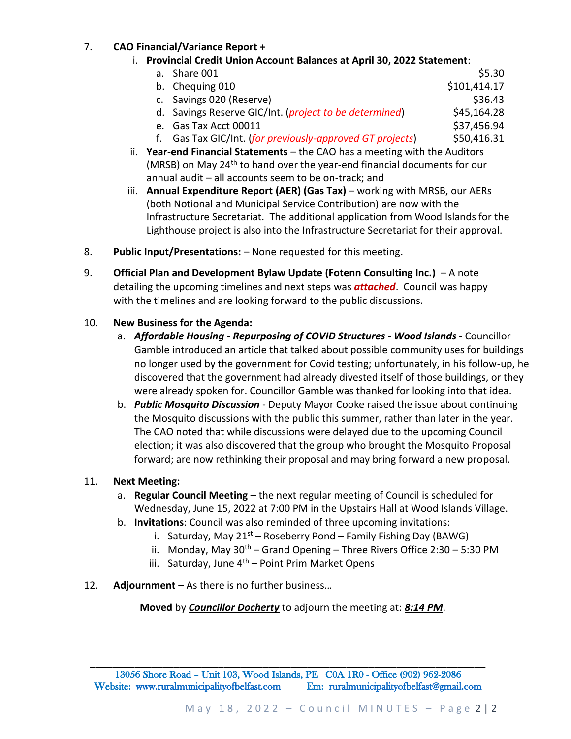7. **CAO Financial/Variance Report +**
   i. **Provincial Credit Union Account Balances at April 30, 2022 Statement**:

| | | |
|---|---|---|
| a. | Share 001 | $5.30 |
| b. | Chequing 010 | $101,414.17 |
| c. | Savings 020 (Reserve) | $36.43 |
| d. | Savings Reserve GIC/Int. (*project to be determined*) | $45,164.28 |
| e. | Gas Tax Acct 00011 | $37,456.94 |
| f. | Gas Tax GIC/Int. (*for previously-approved GT projects*) | $50,416.31 |

   ii. **Year-end Financial Statements** – the CAO has a meeting with the Auditors (MRSB) on May 24th to hand over the year-end financial documents for our annual audit – all accounts seem to be on-track; and
   iii. **Annual Expenditure Report (AER) (Gas Tax)** – working with MRSB, our AERs (both Notional and Municipal Service Contribution) are now with the Infrastructure Secretariat. The additional application from Wood Islands for the Lighthouse project is also into the Infrastructure Secretariat for their approval.

8. **Public Input/Presentations:** – None requested for this meeting.

9. **Official Plan and Development Bylaw Update (Fotenn Consulting Inc.)** – A note detailing the upcoming timelines and next steps was ***attached***. Council was happy with the timelines and are looking forward to the public discussions.

10. **New Business for the Agenda:**
    a. ***Affordable Housing - Repurposing of COVID Structures - Wood Islands*** - Councillor Gamble introduced an article that talked about possible community uses for buildings no longer used by the government for Covid testing; unfortunately, in his follow-up, he discovered that the government had already divested itself of those buildings, or they were already spoken for. Councillor Gamble was thanked for looking into that idea.
    b. ***Public Mosquito Discussion*** - Deputy Mayor Cooke raised the issue about continuing the Mosquito discussions with the public this summer, rather than later in the year. The CAO noted that while discussions were delayed due to the upcoming Council election; it was also discovered that the group who brought the Mosquito Proposal forward; are now rethinking their proposal and may bring forward a new proposal.

11. **Next Meeting:**
    a. **Regular Council Meeting** – the next regular meeting of Council is scheduled for Wednesday, June 15, 2022 at 7:00 PM in the Upstairs Hall at Wood Islands Village.
    b. **Invitations**: Council was also reminded of three upcoming invitations:
       i. Saturday, May 21st – Roseberry Pond – Family Fishing Day (BAWG)
       ii. Monday, May 30th – Grand Opening – Three Rivers Office 2:30 – 5:30 PM
       iii. Saturday, June 4th – Point Prim Market Opens

12. **Adjournment** – As there is no further business…

    **Moved** by ***Councillor Docherty*** to adjourn the meeting at: ***8:14 PM***.

13056 Shore Road – Unit 103, Wood Islands, PE C0A 1R0 - Office (902) 962-2086
Website: www.ruralmunicipalityofbelfast.com Em: ruralmunicipalityofbelfast@gmail.com